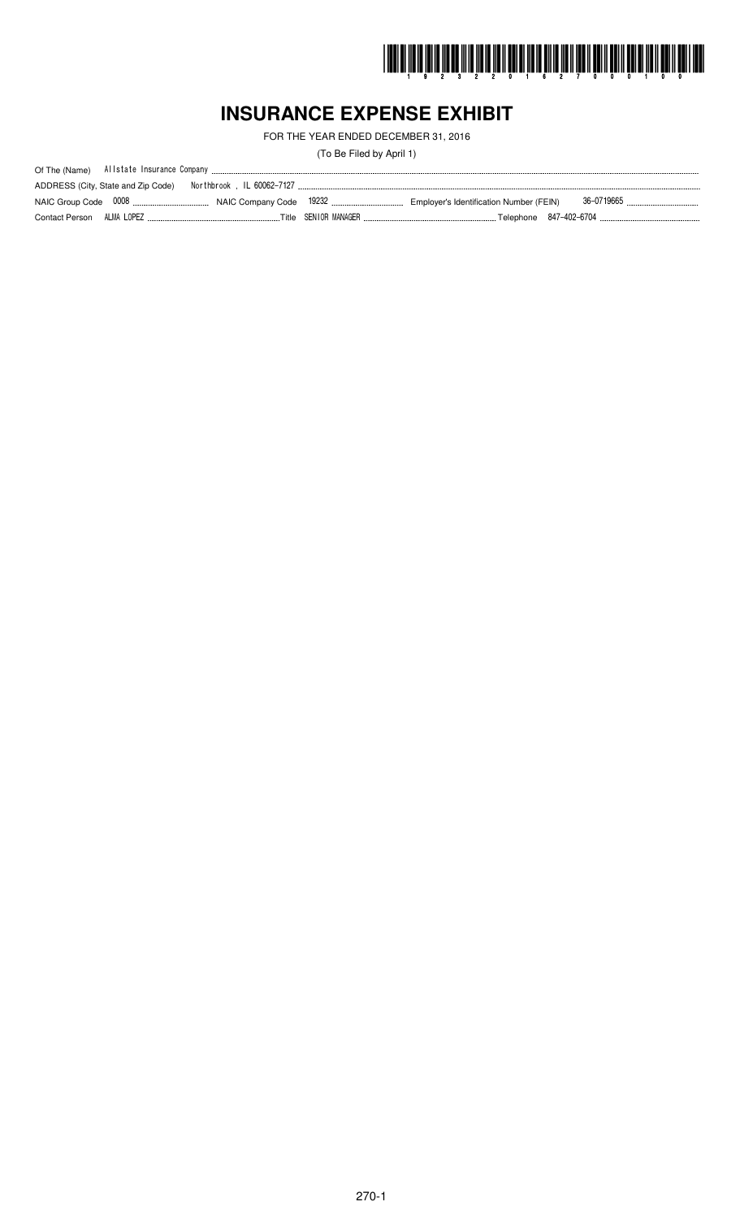# INSURANCE EXPENSE EXHIBIT

FOR THE YEAR ENDED DECEMBER 31, 2016

(To Be Filed by April 1)

Of The (Name) Allstate Insurance Company

ADDRESS (City, State and Zip Code) Northbrook , IL 60062-7127

NAIC Group Code 0008 NAIC Company Code 19232 Employer's Identification Number (FEIN) 36-0719665

Contact Person ALMA LOPEZ Title SENIOR MANAGER Telephone 847-402-6704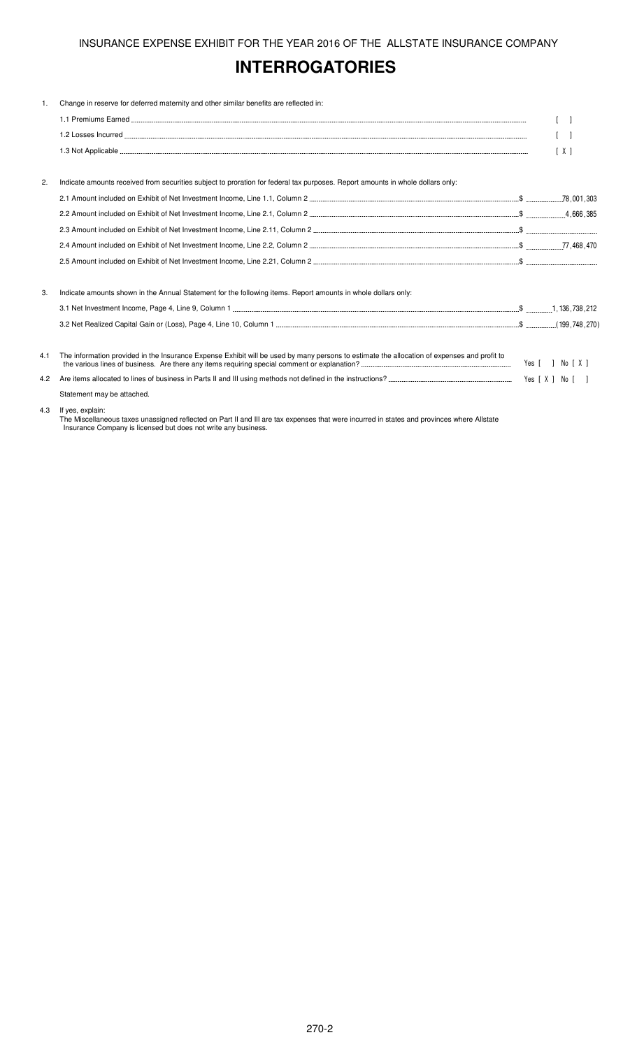# INTERROGATORIES

1. Change in reserve for deferred maternity and other similar benefits are reflected in:

   1.1 Premiums Earned [ ]

   1.2 Losses Incurred [ ]

   1.3 Not Applicable [ X ]

2. Indicate amounts received from securities subject to proration for federal tax purposes. Report amounts in whole dollars only:

   2.1 Amount included on Exhibit of Net Investment Income, Line 1.1, Column 2 $ 78,001,303

   2.2 Amount included on Exhibit of Net Investment Income, Line 2.1, Column 2 $ 4,666,385

   2.3 Amount included on Exhibit of Net Investment Income, Line 2.11, Column 2 $

   2.4 Amount included on Exhibit of Net Investment Income, Line 2.2, Column 2 $ 77,468,470

   2.5 Amount included on Exhibit of Net Investment Income, Line 2.21, Column 2 $

3. Indicate amounts shown in the Annual Statement for the following items. Report amounts in whole dollars only:

   3.1 Net Investment Income, Page 4, Line 9, Column 1 $ 1,136,738,212

   3.2 Net Realized Capital Gain or (Loss), Page 4, Line 10, Column 1 $ (199,748,270)

4.1 The information provided in the Insurance Expense Exhibit will be used by many persons to estimate the allocation of expenses and profit to the various lines of business. Are there any items requiring special comment or explanation? Yes [ ] No [ X ]

4.2 Are items allocated to lines of business in Parts II and III using methods not defined in the instructions? Yes [ X ] No [ ]

Statement may be attached.

4.3 If yes, explain:

The Miscellaneous taxes unassigned reflected on Part II and III are tax expenses that were incurred in states and provinces where Allstate Insurance Company is licensed but does not write any business.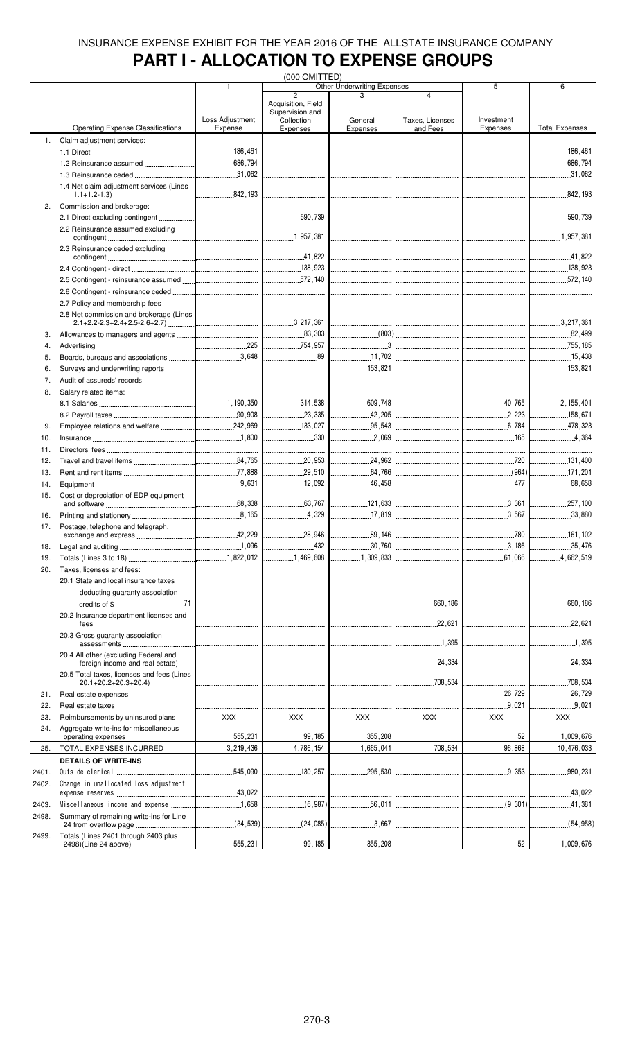INSURANCE EXPENSE EXHIBIT FOR THE YEAR 2016 OF THE ALLSTATE INSURANCE COMPANY

# PART I - ALLOCATION TO EXPENSE GROUPS

(000 OMITTED)

| | | 1 | Other Underwriting Expenses | | | 5 | 6 |
|---|---|---|---|---|---|---|---|
| | | | 2 | 3 | 4 | | |
| | Operating Expense Classifications | Loss Adjustment Expense | Acquisition, Field Supervision and Collection Expenses | General Expenses | Taxes, Licenses and Fees | Investment Expenses | Total Expenses |
| 1. | Claim adjustment services: | | | | | | |
| | 1.1 Direct | 186,461 | | | | | 186,461 |
| | 1.2 Reinsurance assumed | 686,794 | | | | | 686,794 |
| | 1.3 Reinsurance ceded | 31,062 | | | | | 31,062 |
| | 1.4 Net claim adjustment services (Lines 1.1+1.2-1.3) | 842,193 | | | | | 842,193 |
| 2. | Commission and brokerage: | | | | | | |
| | 2.1 Direct excluding contingent | | 590,739 | | | | 590,739 |
| | 2.2 Reinsurance assumed excluding contingent | | 1,957,381 | | | | 1,957,381 |
| | 2.3 Reinsurance ceded excluding contingent | | 41,822 | | | | 41,822 |
| | 2.4 Contingent - direct | | 138,923 | | | | 138,923 |
| | 2.5 Contingent - reinsurance assumed | | 572,140 | | | | 572,140 |
| | 2.6 Contingent - reinsurance ceded | | | | | | |
| | 2.7 Policy and membership fees | | | | | | |
| | 2.8 Net commission and brokerage (Lines 2.1+2.2-2.3+2.4+2.5-2.6+2.7) | | 3,217,361 | | | | 3,217,361 |
| 3. | Allowances to managers and agents | | 83,303 | (803) | | | 82,499 |
| 4. | Advertising | 225 | 754,957 | 3 | | | 755,185 |
| 5. | Boards, bureaus and associations | 3,648 | 89 | 11,702 | | | 15,438 |
| 6. | Surveys and underwriting reports | | | 153,821 | | | 153,821 |
| 7. | Audit of assureds' records | | | | | | |
| 8. | Salary related items: | | | | | | |
| | 8.1 Salaries | 1,190,350 | 314,538 | 609,748 | | 40,765 | 2,155,401 |
| | 8.2 Payroll taxes | 90,908 | 23,335 | 42,205 | | 2,223 | 158,671 |
| 9. | Employee relations and welfare | 242,969 | 133,027 | 95,543 | | 6,784 | 478,323 |
| 10. | Insurance | 1,800 | 330 | 2,069 | | 165 | 4,364 |
| 11. | Directors' fees | | | | | | |
| 12. | Travel and travel items | 84,765 | 20,953 | 24,962 | | 720 | 131,400 |
| 13. | Rent and rent items | 77,888 | 29,510 | 64,766 | | (964) | 171,201 |
| 14. | Equipment | 9,631 | 12,092 | 46,458 | | 477 | 68,658 |
| 15. | Cost or depreciation of EDP equipment and software | 68,338 | 63,767 | 121,633 | | 3,361 | 257,100 |
| 16. | Printing and stationery | 8,165 | 4,329 | 17,819 | | 3,567 | 33,880 |
| 17. | Postage, telephone and telegraph, exchange and express | 42,229 | 28,946 | 89,146 | | 780 | 161,102 |
| 18. | Legal and auditing | 1,096 | 432 | 30,760 | | 3,186 | 35,476 |
| 19. | Totals (Lines 3 to 18) | 1,822,012 | 1,469,608 | 1,309,833 | | 61,066 | 4,662,519 |
| 20. | Taxes, licenses and fees: | | | | | | |
| | 20.1 State and local insurance taxes deducting guaranty association credits of $ 71 | | | | 660,186 | | 660,186 |
| | 20.2 Insurance department licenses and fees | | | | 22,621 | | 22,621 |
| | 20.3 Gross guaranty association assessments | | | | 1,395 | | 1,395 |
| | 20.4 All other (excluding Federal and foreign income and real estate) | | | | 24,334 | | 24,334 |
| | 20.5 Total taxes, licenses and fees (Lines 20.1+20.2+20.3+20.4) | | | | 708,534 | | 708,534 |
| 21. | Real estate expenses | | | | | 26,729 | 26,729 |
| 22. | Real estate taxes | | | | | 9,021 | 9,021 |
| 23. | Reimbursements by uninsured plans | XXX | XXX | XXX | XXX | XXX | XXX |
| 24. | Aggregate write-ins for miscellaneous operating expenses | 555,231 | 99,185 | 355,208 | | 52 | 1,009,676 |
| 25. | TOTAL EXPENSES INCURRED | 3,219,436 | 4,786,154 | 1,665,041 | 708,534 | 96,868 | 10,476,033 |
| | **DETAILS OF WRITE-INS** | | | | | | |
| 2401. | Outside clerical | 545,090 | 130,257 | 295,530 | | 9,353 | 980,231 |
| 2402. | Change in unallocated loss adjustment expense reserves | 43,022 | | | | | 43,022 |
| 2403. | Miscellaneous income and expense | 1,658 | (6,987) | 56,011 | | (9,301) | 41,381 |
| 2498. | Summary of remaining write-ins for Line 24 from overflow page | (34,539) | (24,085) | 3,667 | | | (54,958) |
| 2499. | Totals (Lines 2401 through 2403 plus 2498)(Line 24 above) | 555,231 | 99,185 | 355,208 | | 52 | 1,009,676 |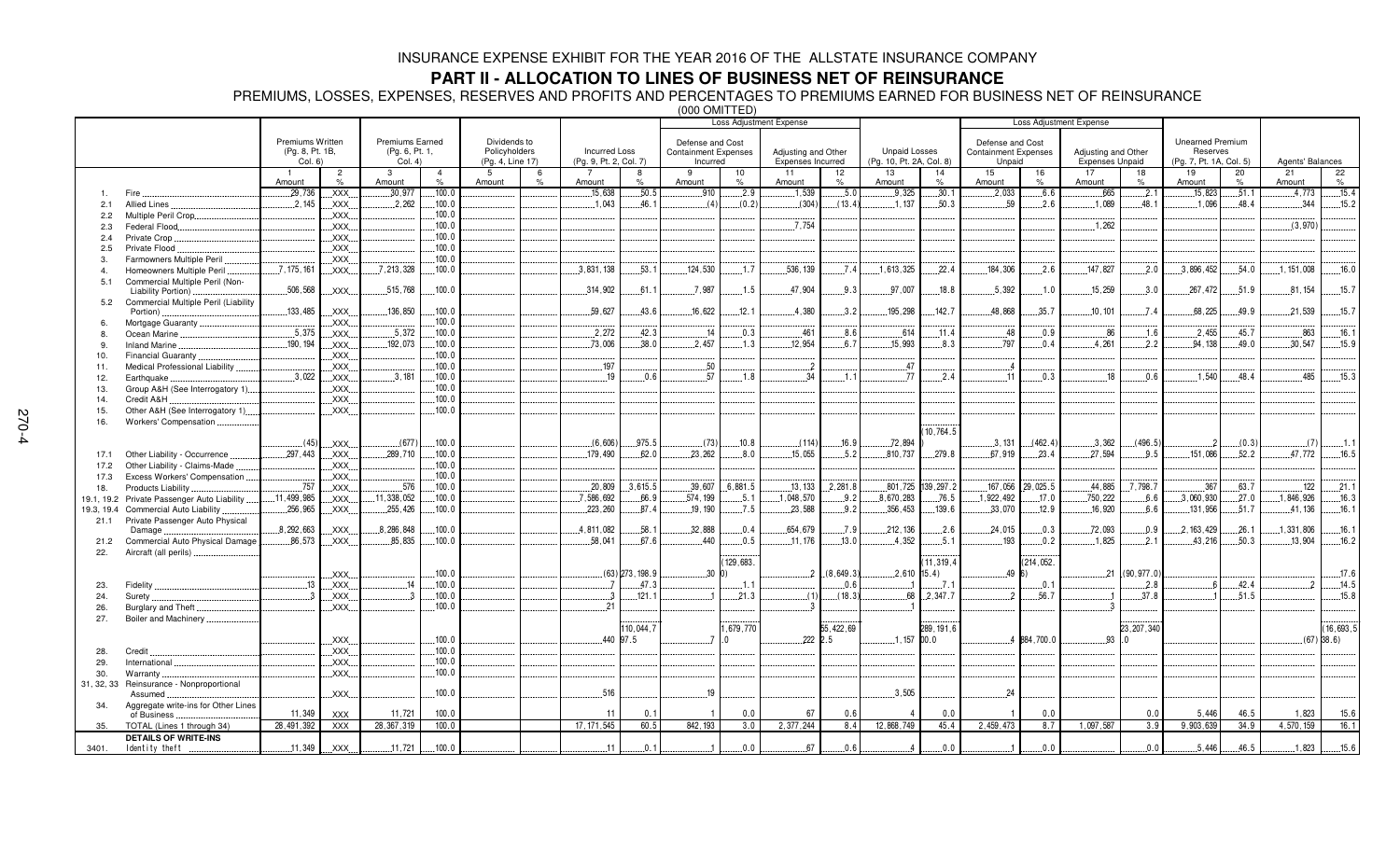# INSURANCE EXPENSE EXHIBIT FOR THE YEAR 2016 OF THE ALLSTATE INSURANCE COMPANY

## PART II - ALLOCATION TO LINES OF BUSINESS NET OF REINSURANCE

PREMIUMS, LOSSES, EXPENSES, RESERVES AND PROFITS AND PERCENTAGES TO PREMIUMS EARNED FOR BUSINESS NET OF REINSURANCE

(000 OMITTED)

| | | Premiums Written (Pg. 8, Pt. 1B, Col. 6) | | Premiums Earned (Pg. 6, Pt. 1, Col. 4) | | Dividends to Policyholders (Pg. 4, Line 17) | | Incurred Loss (Pg. 9, Pt. 2, Col. 7) | | Loss Adjustment Expense: Defense and Cost Containment Expenses Incurred | | Loss Adjustment Expense: Adjusting and Other Expenses Incurred | | Unpaid Losses (Pg. 10, Pt. 2A, Col. 8) | | Loss Adjustment Expense: Defense and Cost Containment Expenses Unpaid | | Loss Adjustment Expense: Adjusting and Other Expenses Unpaid | | Unearned Premium Reserves (Pg. 7, Pt. 1A, Col. 5) | | Agents' Balances | |
|---|---|---|---|---|---|---|---|---|---|---|---|---|---|---|---|---|---|---|---|---|---|---|---|
| | | 1 Amount | 2 % | 3 Amount | 4 % | 5 Amount | 6 % | 7 Amount | 8 % | 9 Amount | 10 % | 11 Amount | 12 % | 13 Amount | 14 % | 15 Amount | 16 % | 17 Amount | 18 % | 19 Amount | 20 % | 21 Amount | 22 % |
| 1. | Fire | 29,736 | XXX | 30,977 | 100.0 | | | 15,638 | 50.5 | 910 | 2.9 | 1,539 | 5.0 | 9,325 | 30.1 | 2,033 | 6.6 | 665 | 2.1 | 15,823 | 51.1 | 4,773 | 15.4 |
| 2.1 | Allied Lines | 2,145 | XXX | 2,262 | 100.0 | | | 1,043 | 46.1 | (4) | (0.2) | (304) | (13.4) | 1,137 | 50.3 | 59 | 2.6 | 1,089 | 48.1 | 1,096 | 48.4 | 344 | 15.2 |
| 2.2 | Multiple Peril Crop | | XXX | | 100.0 | | | | | | | | | | | | | | | | | | |
| 2.3 | Federal Flood | | XXX | | 100.0 | | | | | | | 7,754 | | | | | | 1,262 | | | | (3,970) | |
| 2.4 | Private Crop | | XXX | | 100.0 | | | | | | | | | | | | | | | | | | |
| 2.5 | Private Flood | | XXX | | 100.0 | | | | | | | | | | | | | | | | | | |
| 3. | Farmowners Multiple Peril | | XXX | | 100.0 | | | | | | | | | | | | | | | | | | |
| 4. | Homeowners Multiple Peril | 7,175,161 | XXX | 7,213,328 | 100.0 | | | 3,831,138 | 53.1 | 124,530 | 1.7 | 536,139 | 7.4 | 1,613,325 | 22.4 | 184,306 | 2.6 | 147,827 | 2.0 | 3,896,452 | 54.0 | 1,151,008 | 16.0 |
| 5.1 | Commercial Multiple Peril (Non-Liability Portion) | 506,568 | XXX | 515,768 | 100.0 | | | 314,902 | 61.1 | 7,987 | 1.5 | 47,904 | 9.3 | 97,007 | 18.8 | 5,392 | 1.0 | 15,259 | 3.0 | 267,472 | 51.9 | 81,154 | 15.7 |
| 5.2 | Commercial Multiple Peril (Liability Portion) | 133,485 | XXX | 136,850 | 100.0 | | | 59,627 | 43.6 | 16,622 | 12.1 | 4,380 | 3.2 | 195,298 | 142.7 | 48,868 | 35.7 | 10,101 | 7.4 | 68,225 | 49.9 | 21,539 | 15.7 |
| 6. | Mortgage Guaranty | | XXX | | 100.0 | | | | | | | | | | | | | | | | | | |
| 8. | Ocean Marine | 5,375 | XXX | 5,372 | 100.0 | | | 2,272 | 42.3 | 14 | 0.3 | 461 | 8.6 | 614 | 11.4 | 48 | 0.9 | 86 | 1.6 | 2,455 | 45.7 | 863 | 16.1 |
| 9. | Inland Marine | 190,194 | XXX | 192,073 | 100.0 | | | 73,006 | 38.0 | 2,457 | 1.3 | 12,954 | 6.7 | 15,993 | 8.3 | 797 | 0.4 | 4,261 | 2.2 | 94,138 | 49.0 | 30,547 | 15.9 |
| 10. | Financial Guaranty | | XXX | | 100.0 | | | | | | | | | | | | | | | | | | |
| 11. | Medical Professional Liability | | XXX | | 100.0 | | | 197 | | 50 | | 2 | | 47 | | 4 | | | | | | | |
| 12. | Earthquake | 3,022 | XXX | 3,181 | 100.0 | | | 19 | 0.6 | 57 | 1.8 | 34 | 1.1 | 77 | 2.4 | 11 | 0.3 | 18 | 0.6 | 1,540 | 48.4 | 485 | 15.3 |
| 13. | Group A&H (See Interrogatory 1) | | XXX | | 100.0 | | | | | | | | | | | | | | | | | | |
| 14. | Credit A&H | | XXX | | 100.0 | | | | | | | | | | | | | | | | | | |
| 15. | Other A&H (See Interrogatory 1) | | XXX | | 100.0 | | | | | | | | | | | | | | | | | | |
| 16. | Workers' Compensation | (45) | XXX | (677) | 100.0 | | | (6,606) | 975.5 | (73) | 10.8 | (114) | 16.9 | 72,894 | (10,764.5) | 3,131 | (462.4) | 3,362 | (496.5) | 2 | (0.3) | (7) | 1.1 |
| 17.1 | Other Liability - Occurrence | 297,443 | XXX | 289,710 | 100.0 | | | 179,490 | 62.0 | 23,262 | 8.0 | 15,055 | 5.2 | 810,737 | 279.8 | 67,919 | 23.4 | 27,594 | 9.5 | 151,086 | 52.2 | 47,772 | 16.5 |
| 17.2 | Other Liability - Claims-Made | | XXX | | 100.0 | | | | | | | | | | | | | | | | | | |
| 17.3 | Excess Workers' Compensation | | XXX | | 100.0 | | | | | | | | | | | | | | | | | | |
| 18. | Products Liability | 757 | XXX | 576 | 100.0 | | | 20,809 | 3,615.5 | 39,607 | 6,881.5 | 13,133 | 2,281.8 | 801,725 | 139,297.2 | 167,056 | 29,025.5 | 44,885 | 7,798.7 | 367 | 63.7 | 122 | 21.1 |
| 19.1, 19.2 | Private Passenger Auto Liability | 11,499,985 | XXX | 11,338,052 | 100.0 | | | 7,586,692 | 66.9 | 574,199 | 5.1 | 1,048,570 | 9.2 | 8,670,283 | 76.5 | 1,922,492 | 17.0 | 750,222 | 6.6 | 3,060,930 | 27.0 | 1,846,926 | 16.3 |
| 19.3, 19.4 | Commercial Auto Liability | 256,965 | XXX | 255,426 | 100.0 | | | 223,260 | 87.4 | 19,190 | 7.5 | 23,588 | 9.2 | 356,453 | 139.6 | 33,070 | 12.9 | 16,920 | 6.6 | 131,956 | 51.7 | 41,136 | 16.1 |
| 21.1 | Private Passenger Auto Physical Damage | 8,292,663 | XXX | 8,286,848 | 100.0 | | | 4,811,082 | 58.1 | 32,888 | 0.4 | 654,679 | 7.9 | 212,136 | 2.6 | 24,015 | 0.3 | 72,093 | 0.9 | 2,163,429 | 26.1 | 1,331,806 | 16.1 |
| 21.2 | Commercial Auto Physical Damage | 86,573 | XXX | 85,835 | 100.0 | | | 58,041 | 67.6 | 440 | 0.5 | 11,176 | 13.0 | 4,352 | 5.1 | 193 | 0.2 | 1,825 | 2.1 | 43,216 | 50.3 | 13,904 | 16.2 |
| 22. | Aircraft (all perils) | | XXX | | 100.0 | | | (63) | 273,198.9 | 30 | (129,683.0) | 2 | (8,649.3) | 2,610 | (11,319,415.4) | 49 | (214,052.6) | 21 | (90,977.0) | | | | 17.6 |
| 23. | Fidelity | 13 | XXX | 14 | 100.0 | | | 7 | 47.3 | | 1.1 | | 0.6 | 1 | 7.1 | | 0.1 | | 2.8 | 6 | 42.4 | 2 | 14.5 |
| 24. | Surety | 3 | XXX | 3 | 100.0 | | | 3 | 121.1 | 1 | 21.3 | (1) | (18.3) | 68 | 2,347.7 | 2 | 56.7 | 1 | 37.8 | 1 | 51.5 | | 15.8 |
| 26. | Burglary and Theft | | XXX | | 100.0 | | | 21 | | | | 3 | | 1 | | | | 3 | | | | | |
| 27. | Boiler and Machinery | | XXX | | 100.0 | | | 440 | 110,044,797.5 | 7 | 1,679,770.0 | 222 | 55,422,692.5 | 1,157 | 289,191,600.0 | 4 | 884,700.0 | 93 | 23,207,340.0 | | | (67) | (16,693,538.6) |
| 28. | Credit | | XXX | | 100.0 | | | | | | | | | | | | | | | | | | |
| 29. | International | | XXX | | 100.0 | | | | | | | | | | | | | | | | | | |
| 30. | Warranty | | XXX | | 100.0 | | | | | | | | | | | | | | | | | | |
| 31, 32, 33 | Reinsurance - Nonproportional Assumed | | XXX | | 100.0 | | | 516 | | 19 | | | | 3,505 | | 24 | | | | | | | |
| 34. | Aggregate write-ins for Other Lines of Business | 11,349 | XXX | 11,721 | 100.0 | | | 11 | 0.1 | 1 | 0.0 | 67 | 0.6 | 4 | 0.0 | 1 | 0.0 | | 0.0 | 5,446 | 46.5 | 1,823 | 15.6 |
| 35. | TOTAL (Lines 1 through 34) | 28,491,392 | XXX | 28,367,319 | 100.0 | | | 17,171,545 | 60.5 | 842,193 | 3.0 | 2,377,244 | 8.4 | 12,868,749 | 45.4 | 2,459,473 | 8.7 | 1,097,587 | 3.9 | 9,903,639 | 34.9 | 4,570,159 | 16.1 |
| | **DETAILS OF WRITE-INS** | | | | | | | | | | | | | | | | | | | | | | |
| 3401. | Identity theft | 11,349 | XXX | 11,721 | 100.0 | | | 11 | 0.1 | 1 | 0.0 | 67 | 0.6 | 4 | 0.0 | 1 | 0.0 | | 0.0 | 5,446 | 46.5 | 1,823 | 15.6 |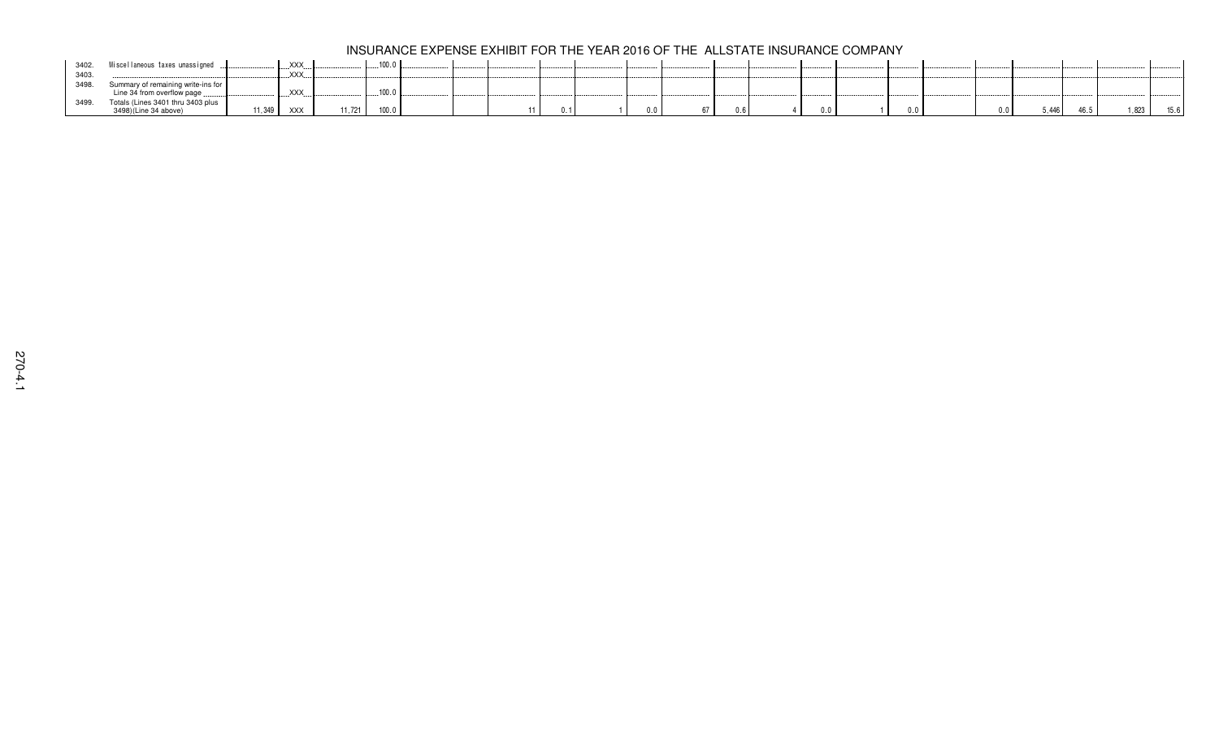# INSURANCE EXPENSE EXHIBIT FOR THE YEAR 2016 OF THE ALLSTATE INSURANCE COMPANY

| | | | | | | | | | | | | | | | | | | | | | | |
|---|---|---|---|---|---|---|---|---|---|---|---|---|---|---|---|---|---|---|---|---|---|---|
| 3402. | Miscellaneous taxes unassigned | | XXX | | 100.0 | | | | | | | | | | | | | | | | | |
| 3403. | | | XXX | | | | | | | | | | | | | | | | | | | |
| 3498. | Summary of remaining write-ins for Line 34 from overflow page | | XXX | | 100.0 | | | | | | | | | | | | | | | | | |
| 3499. | Totals (Lines 3401 thru 3403 plus 3498)(Line 34 above) | 11,349 | XXX | 11,721 | 100.0 | | | 11 | 0.1 | 1 | 0.0 | 67 | 0.6 | 4 | 0.0 | 1 | 0.0 | | 0.0 | 5,446 | 46.5 | 1,823 | 15.6 |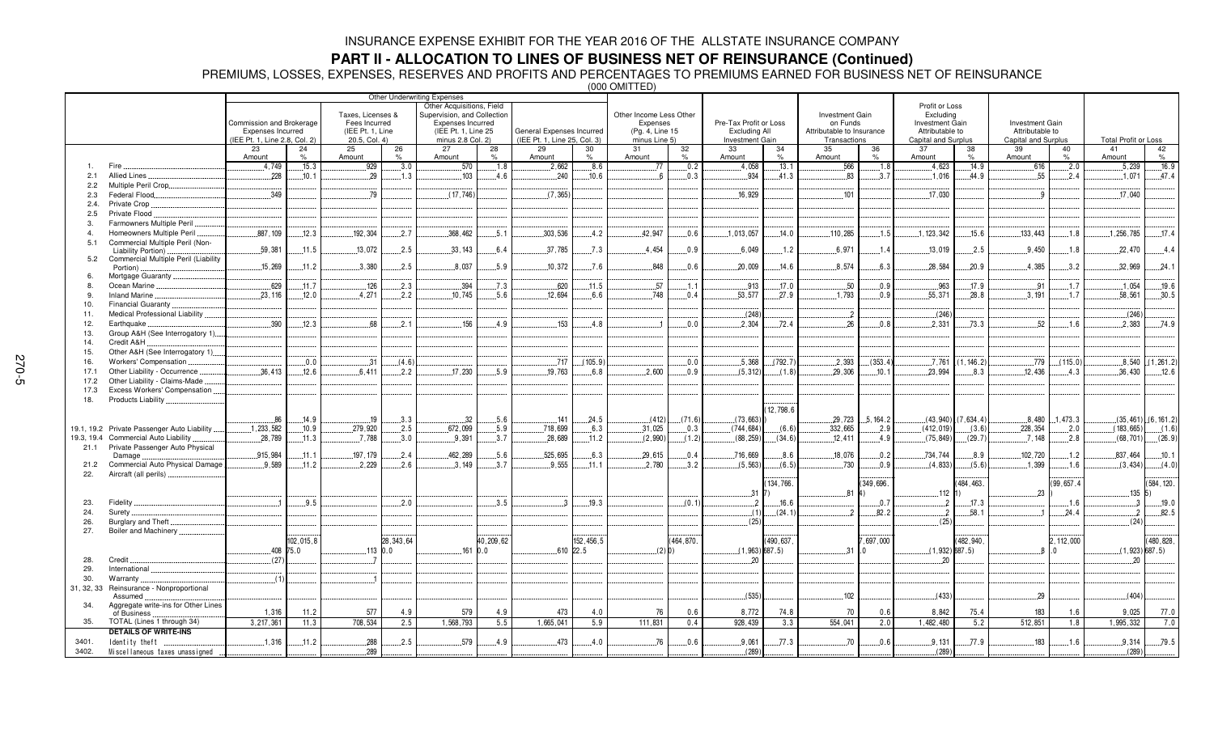# INSURANCE EXPENSE EXHIBIT FOR THE YEAR 2016 OF THE ALLSTATE INSURANCE COMPANY

## PART II - ALLOCATION TO LINES OF BUSINESS NET OF REINSURANCE (Continued)

PREMIUMS, LOSSES, EXPENSES, RESERVES AND PROFITS AND PERCENTAGES TO PREMIUMS EARNED FOR BUSINESS NET OF REINSURANCE

(000 OMITTED)

| | | Other Underwriting Expenses | | | | | | | | | | | | | | | | | | | |
|---|---|---|---|---|---|---|---|---|---|---|---|---|---|---|---|---|---|---|---|---|---|
| | | Commission and Brokerage Expenses Incurred (IEE Pt. 1, Line 2.8, Col. 2) | | Taxes, Licenses & Fees Incurred (IEE Pt. 1, Line 20.5, Col. 4) | | Other Acquisitions, Field Supervision, and Collection Expenses Incurred (IEE Pt. 1, Line 25 minus 2.8 Col. 2) | | General Expenses Incurred (IEE Pt. 1, Line 25, Col. 3) | | Other Income Less Other Expenses (Pg. 4, Line 15 minus Line 5) | | Pre-Tax Profit or Loss Excluding All Investment Gain | | Investment Gain on Funds Attributable to Insurance Transactions | | Profit or Loss Excluding Investment Gain Attributable to Capital and Surplus | | Investment Gain Attributable to Capital and Surplus | | Total Profit or Loss | |
| | | 23 Amount | 24 % | 25 Amount | 26 % | 27 Amount | 28 % | 29 Amount | 30 % | 31 Amount | 32 % | 33 Amount | 34 % | 35 Amount | 36 % | 37 Amount | 38 % | 39 Amount | 40 % | 41 Amount | 42 % |
| 1. | Fire | 4,749 | 15.3 | 929 | 3.0 | 570 | 1.8 | 2,662 | 8.6 | 77 | 0.2 | 4,058 | 13.1 | 566 | 1.8 | 4,623 | 14.9 | 616 | 2.0 | 5,239 | 16.9 |
| 2.1 | Allied Lines | 228 | 10.1 | 29 | 1.3 | 103 | 4.6 | 240 | 10.6 | 6 | 0.3 | 934 | 41.3 | 83 | 3.7 | 1,016 | 44.9 | 55 | 2.4 | 1,071 | 47.4 |
| 2.2 | Multiple Peril Crop | | | | | | | | | | | | | | | | | | | | |
| 2.3 | Federal Flood | 349 | | 79 | | (17,746) | | (7,365) | | | | 16,929 | | 101 | | 17,030 | | 9 | | 17,040 | |
| 2.4. | Private Crop | | | | | | | | | | | | | | | | | | | | |
| 2.5 | Private Flood | | | | | | | | | | | | | | | | | | | | |
| 3. | Farmowners Multiple Peril | | | | | | | | | | | | | | | | | | | | |
| 4. | Homeowners Multiple Peril | 887,109 | 12.3 | 192,304 | 2.7 | 368,462 | 5.1 | 303,536 | 4.2 | 42,947 | 0.6 | 1,013,057 | 14.0 | 110,285 | 1.5 | 1,123,342 | 15.6 | 133,443 | 1.8 | 1,256,785 | 17.4 |
| 5.1 | Commercial Multiple Peril (Non-Liability Portion) | 59,381 | 11.5 | 13,072 | 2.5 | 33,143 | 6.4 | 37,785 | 7.3 | 4,454 | 0.9 | 6,049 | 1.2 | 6,971 | 1.4 | 13,019 | 2.5 | 9,450 | 1.8 | 22,470 | 4.4 |
| 5.2 | Commercial Multiple Peril (Liability Portion) | 15,269 | 11.2 | 3,380 | 2.5 | 8,037 | 5.9 | 10,372 | 7.6 | 848 | 0.6 | 20,009 | 14.6 | 8,574 | 6.3 | 28,584 | 20.9 | 4,385 | 3.2 | 32,969 | 24.1 |
| 6. | Mortgage Guaranty | | | | | | | | | | | | | | | | | | | | |
| 8. | Ocean Marine | 629 | 11.7 | 126 | 2.3 | 394 | 7.3 | 620 | 11.5 | 57 | 1.1 | 913 | 17.0 | 50 | 0.9 | 963 | 17.9 | 91 | 1.7 | 1,054 | 19.6 |
| 9. | Inland Marine | 23,116 | 12.0 | 4,271 | 2.2 | 10,745 | 5.6 | 12,694 | 6.6 | 748 | 0.4 | 53,577 | 27.9 | 1,793 | 0.9 | 55,371 | 28.8 | 3,191 | 1.7 | 58,561 | 30.5 |
| 10. | Financial Guaranty | | | | | | | | | | | | | | | | | | | | |
| 11. | Medical Professional Liability | | | | | | | | | | | (248) | | 2 | | (246) | | | | (246) | |
| 12. | Earthquake | 390 | 12.3 | 68 | 2.1 | 156 | 4.9 | 153 | 4.8 | 1 | 0.0 | 2,304 | 72.4 | 26 | 0.8 | 2,331 | 73.3 | 52 | 1.6 | 2,383 | 74.9 |
| 13. | Group A&H (See Interrogatory 1) | | | | | | | | | | | | | | | | | | | | |
| 14. | Credit A&H | | | | | | | | | | | | | | | | | | | | |
| 15. | Other A&H (See Interrogatory 1) | | | | | | | | | | | | | | | | | | | | |
| 16. | Workers' Compensation | | 0.0 | 31 | (4.6) | | | 717 | (105.9) | | 0.0 | 5,368 | (792.7) | 2,393 | (353.4) | 7,761 | (1,146.2) | 779 | (115.0) | 8,540 | (1,261.2) |
| 17.1 | Other Liability - Occurrence | 36,413 | 12.6 | 6,411 | 2.2 | 17,230 | 5.9 | 19,763 | 6.8 | 2,600 | 0.9 | (5,312) | (1.8) | 29,306 | 10.1 | 23,994 | 8.3 | 12,436 | 4.3 | 36,430 | 12.6 |
| 17.2 | Other Liability - Claims-Made | | | | | | | | | | | | | | | | | | | | |
| 17.3 | Excess Workers' Compensation | | | | | | | | | | | | | | | | | | | | |
| 18. | Products Liability | 86 | 14.9 | 19 | 3.3 | 32 | 5.6 | 141 | 24.5 | (412) | (71.6) | (73,663) | (12,798.6) | 29,723 | 5,164.2 | (43,940) | (7,634.4) | 8,480 | 1,473.3 | (35,461) | (6,161.2) |
| 19.1, 19.2 | Private Passenger Auto Liability | 1,233,582 | 10.9 | 279,920 | 2.5 | 672,099 | 5.9 | 718,699 | 6.3 | 31,025 | 0.3 | (744,684) | (6.6) | 332,665 | 2.9 | (412,019) | (3.6) | 228,354 | 2.0 | (183,665) | (1.6) |
| 19.3, 19.4 | Commercial Auto Liability | 28,789 | 11.3 | 7,788 | 3.0 | 9,391 | 3.7 | 28,689 | 11.2 | (2,990) | (1.2) | (88,259) | (34.6) | 12,411 | 4.9 | (75,849) | (29.7) | 7,148 | 2.8 | (68,701) | (26.9) |
| 21.1 | Private Passenger Auto Physical Damage | 915,984 | 11.1 | 197,179 | 2.4 | 462,289 | 5.6 | 525,695 | 6.3 | 29,615 | 0.4 | 716,669 | 8.6 | 18,076 | 0.2 | 734,744 | 8.9 | 102,720 | 1.2 | 837,464 | 10.1 |
| 21.2 | Commercial Auto Physical Damage | 9,589 | 11.2 | 2,229 | 2.6 | 3,149 | 3.7 | 9,555 | 11.1 | 2,780 | 3.2 | (5,563) | (6.5) | 730 | 0.9 | (4,833) | (5.6) | 1,399 | 1.6 | (3,434) | (4.0) |
| 22. | Aircraft (all perils) | | | | | | | | | | | 31 | (134,766.7) | 81 | (349,696.4) | 112 | (484,463.1) | 23 | (99,657.4) | 135 | (584,120.5) |
| 23. | Fidelity | 1 | 9.5 | | 2.0 | | 3.5 | 3 | 19.3 | | (0.1) | 2 | 16.6 | | 0.7 | 2 | 17.3 | | 1.6 | 3 | 19.0 |
| 24. | Surety | | | | | | | | | | | (1) | (24.1) | 2 | 82.2 | 2 | 58.1 | 1 | 24.4 | 2 | 82.5 |
| 26. | Burglary and Theft | | | | | | | | | | | (25) | | | | (25) | | | | (24) | |
| 27. | Boiler and Machinery | 408 | 102,015.8 75.0 | 113 | 28,343,640.0 | 161 | 40,209,620.0 | 610 | 152,456,522.5 | (2) | (464,870.0) | (1,963) | (490,637,687.5) | 31 | 7,697,000.0 | (1,932) | (482,940,687.5) | 8 | 2,112,000.0 | (1,923) | (480,828,687.5) |
| 28. | Credit | (27) | | 7 | | | | | | | | 20 | | | | 20 | | | | 20 | |
| 29. | International | | | | | | | | | | | | | | | | | | | | |
| 30. | Warranty | (1) | | 1 | | | | | | | | | | | | | | | | | |
| 31, 32, 33 | Reinsurance - Nonproportional Assumed | | | | | | | | | | | (535) | | 102 | | (433) | | 29 | | (404) | |
| 34. | Aggregate write-ins for Other Lines of Business | 1,316 | 11.2 | 577 | 4.9 | 579 | 4.9 | 473 | 4.0 | 76 | 0.6 | 8,772 | 74.8 | 70 | 0.6 | 8,842 | 75.4 | 183 | 1.6 | 9,025 | 77.0 |
| 35. | TOTAL (Lines 1 through 34) | 3,217,361 | 11.3 | 708,534 | 2.5 | 1,568,793 | 5.5 | 1,665,041 | 5.9 | 111,831 | 0.4 | 928,439 | 3.3 | 554,041 | 2.0 | 1,482,480 | 5.2 | 512,851 | 1.8 | 1,995,332 | 7.0 |
| | **DETAILS OF WRITE-INS** | | | | | | | | | | | | | | | | | | | | |
| 3401. | Identity theft | 1,316 | 11.2 | 288 | 2.5 | 579 | 4.9 | 473 | 4.0 | 76 | 0.6 | 9,061 | 77.3 | 70 | 0.6 | 9,131 | 77.9 | 183 | 1.6 | 9,314 | 79.5 |
| 3402. | Miscellaneous taxes unassigned | | | 289 | | | | | | | | (289) | | | | (289) | | | | (289) | |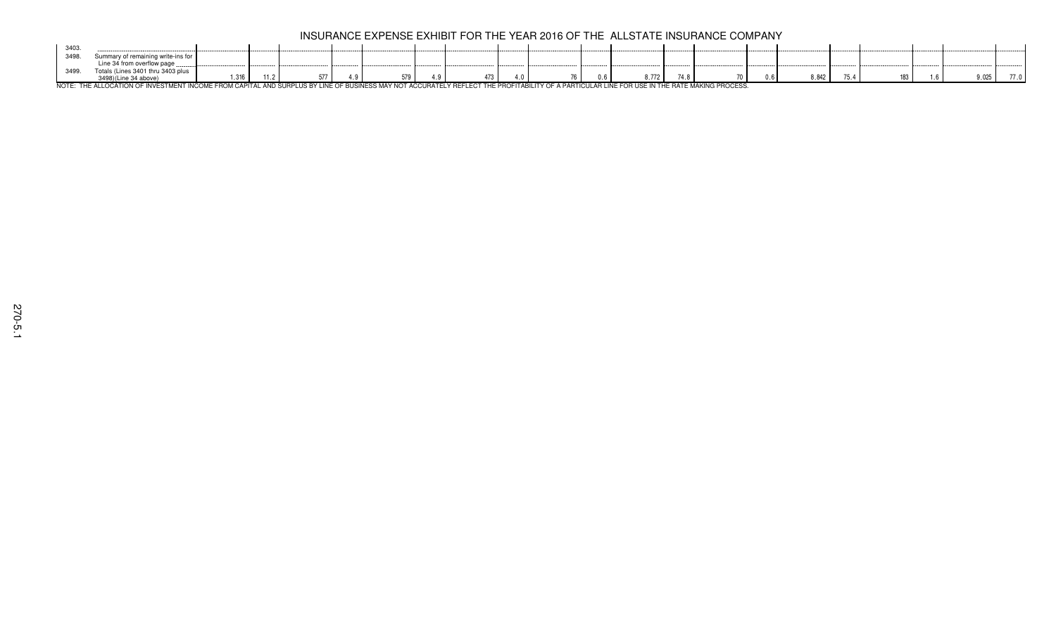# INSURANCE EXPENSE EXHIBIT FOR THE YEAR 2016 OF THE ALLSTATE INSURANCE COMPANY

| | | | | | | | | | | | | | | | | | | | | |
|---|---|---|---|---|---|---|---|---|---|---|---|---|---|---|---|---|---|---|---|---|
| 3403. | | | | | | | | | | | | | | | | | | | | |
| 3498. | Summary of remaining write-ins for Line 34 from overflow page | | | | | | | | | | | | | | | | | | | |
| 3499. | Totals (Lines 3401 thru 3403 plus 3498)(Line 34 above) | 1,316 | 11.2 | 577 | 4.9 | 579 | 4.9 | 473 | 4.0 | 76 | 0.6 | 8,772 | 74.8 | 70 | 0.6 | 8,842 | 75.4 | 183 | 1.6 | 9,025 | 77.0 |

NOTE: THE ALLOCATION OF INVESTMENT INCOME FROM CAPITAL AND SURPLUS BY LINE OF BUSINESS MAY NOT ACCURATELY REFLECT THE PROFITABILITY OF A PARTICULAR LINE FOR USE IN THE RATE MAKING PROCESS.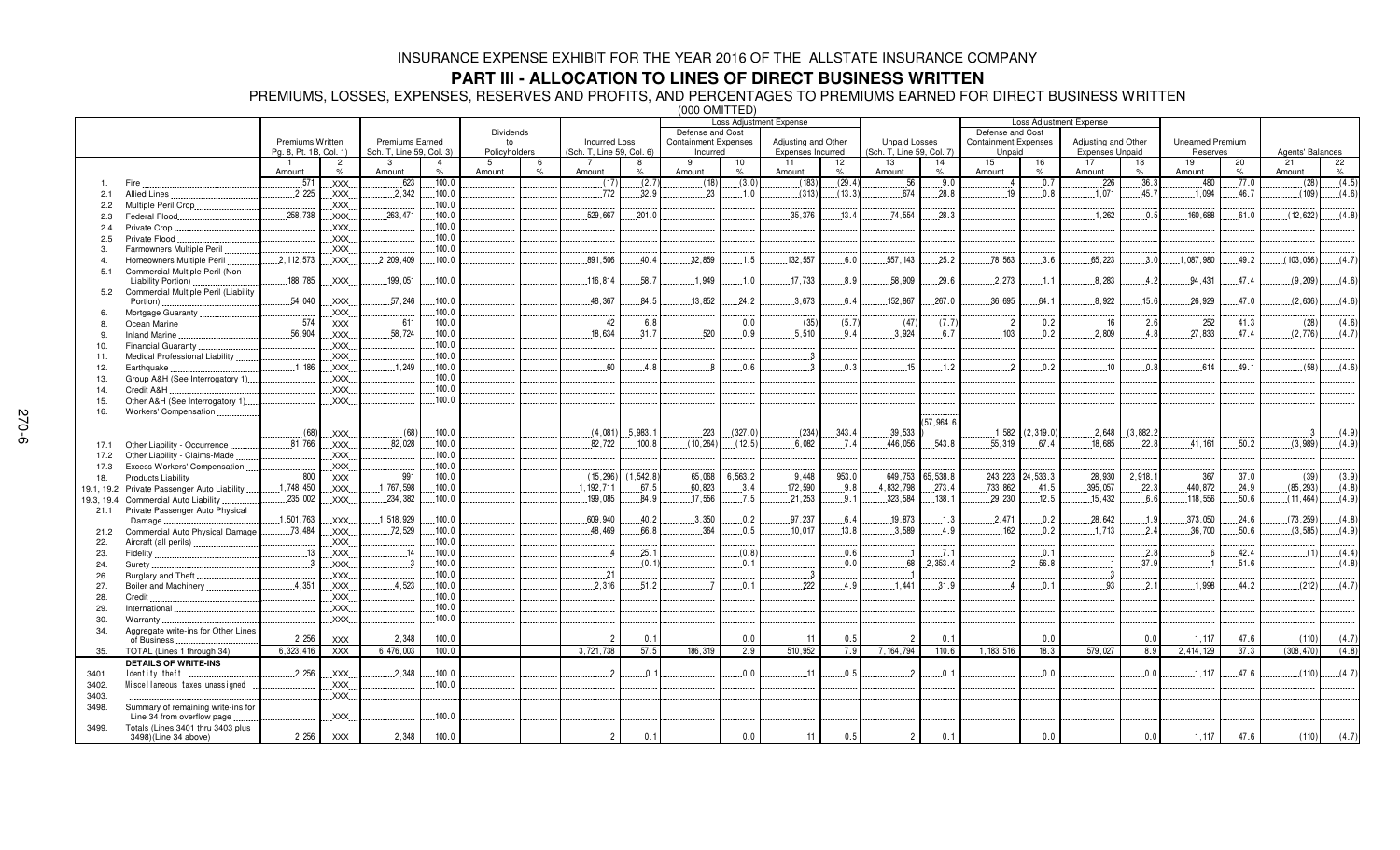# INSURANCE EXPENSE EXHIBIT FOR THE YEAR 2016 OF THE ALLSTATE INSURANCE COMPANY

## PART III - ALLOCATION TO LINES OF DIRECT BUSINESS WRITTEN

PREMIUMS, LOSSES, EXPENSES, RESERVES AND PROFITS, AND PERCENTAGES TO PREMIUMS EARNED FOR DIRECT BUSINESS WRITTEN

(000 OMITTED)

| | | Premiums Written Pg. 8, Pt. 1B, Col. 1) | | Premiums Earned Sch. T, Line 59, Col. 3) | | Dividends to Policyholders | | Incurred Loss (Sch. T, Line 59, Col. 6) | | Loss Adjustment Expense: Defense and Cost Containment Expenses Incurred | | Loss Adjustment Expense: Adjusting and Other Expenses Incurred | | Unpaid Losses (Sch. T, Line 59, Col. 7) | | Loss Adjustment Expense: Defense and Cost Containment Expenses Unpaid | | Loss Adjustment Expense: Adjusting and Other Expenses Unpaid | | Unearned Premium Reserves | | Agents' Balances | |
|---|---|---|---|---|---|---|---|---|---|---|---|---|---|---|---|---|---|---|---|---|---|---|---|
| | | 1 Amount | 2 % | 3 Amount | 4 % | 5 Amount | 6 % | 7 Amount | 8 % | 9 Amount | 10 % | 11 Amount | 12 % | 13 Amount | 14 % | 15 Amount | 16 % | 17 Amount | 18 % | 19 Amount | 20 % | 21 Amount | 22 % |
| 1. | Fire | 571 | XXX | 623 | 100.0 | | | (17) | (2.7) | (18) | (3.0) | (183) | (29.4) | 56 | 9.0 | 4 | 0.7 | 226 | 36.3 | 480 | 77.0 | (28) | (4.5) |
| 2.1 | Allied Lines | 2,225 | XXX | 2,342 | 100.0 | | | 772 | 32.9 | 23 | 1.0 | (313) | (13.3) | 674 | 28.8 | 19 | 0.8 | 1,071 | 45.7 | 1,094 | 46.7 | (109) | (4.6) |
| 2.2 | Multiple Peril Crop | | XXX | | 100.0 | | | | | | | | | | | | | | | | | | |
| 2.3 | Federal Flood | 258,738 | XXX | 263,471 | 100.0 | | | 529,667 | 201.0 | | | 35,376 | 13.4 | 74,554 | 28.3 | | | 1,262 | 0.5 | 160,688 | 61.0 | (12,622) | (4.8) |
| 2.4 | Private Crop | | XXX | | 100.0 | | | | | | | | | | | | | | | | | | |
| 2.5 | Private Flood | | XXX | | 100.0 | | | | | | | | | | | | | | | | | | |
| 3. | Farmowners Multiple Peril | | XXX | | 100.0 | | | | | | | | | | | | | | | | | | |
| 4. | Homeowners Multiple Peril | 2,112,573 | XXX | 2,209,409 | 100.0 | | | 891,506 | 40.4 | 32,859 | 1.5 | 132,557 | 6.0 | 557,143 | 25.2 | 78,563 | 3.6 | 65,223 | 3.0 | 1,087,980 | 49.2 | (103,056) | (4.7) |
| 5.1 | Commercial Multiple Peril (Non-Liability Portion) | 188,785 | XXX | 199,051 | 100.0 | | | 116,814 | 58.7 | 1,949 | 1.0 | 17,733 | 8.9 | 58,909 | 29.6 | 2,273 | 1.1 | 8,283 | 4.2 | 94,431 | 47.4 | (9,209) | (4.6) |
| 5.2 | Commercial Multiple Peril (Liability Portion) | 54,040 | XXX | 57,246 | 100.0 | | | 48,367 | 84.5 | 13,852 | 24.2 | 3,673 | 6.4 | 152,867 | 267.0 | 36,695 | 64.1 | 8,922 | 15.6 | 26,929 | 47.0 | (2,636) | (4.6) |
| 6. | Mortgage Guaranty | | XXX | | 100.0 | | | | | | | | | | | | | | | | | | |
| 8. | Ocean Marine | 574 | XXX | 611 | 100.0 | | | 42 | 6.8 | | 0.0 | (35) | (5.7) | (47) | (7.7) | 2 | 0.2 | 16 | 2.6 | 252 | 41.3 | (28) | (4.6) |
| 9. | Inland Marine | 56,904 | XXX | 58,724 | 100.0 | | | 18,634 | 31.7 | 520 | 0.9 | 5,510 | 9.4 | 3,924 | 6.7 | 103 | 0.2 | 2,809 | 4.8 | 27,833 | 47.4 | (2,776) | (4.7) |
| 10. | Financial Guaranty | | XXX | | 100.0 | | | | | | | | | | | | | | | | | | |
| 11. | Medical Professional Liability | | XXX | | 100.0 | | | | | | | 3 | | | | | | | | | | | |
| 12. | Earthquake | 1,186 | XXX | 1,249 | 100.0 | | | 60 | 4.8 | 8 | 0.6 | 3 | 0.3 | 15 | 1.2 | 2 | 0.2 | 10 | 0.8 | 614 | 49.1 | (58) | (4.6) |
| 13. | Group A&H (See Interrogatory 1) | | XXX | | 100.0 | | | | | | | | | | | | | | | | | | |
| 14. | Credit A&H | | XXX | | 100.0 | | | | | | | | | | | | | | | | | | |
| 15. | Other A&H (See Interrogatory 1) | | XXX | | 100.0 | | | | | | | | | | | | | | | | | | |
| 16. | Workers' Compensation | (68) | XXX | (68) | 100.0 | | | (4,081) | 5,983.1 | 223 | (327.0) | (234) | 343.4 | 39,533 | (57,964.6) | 1,582 | (2,319.0) | 2,648 | (3,882.2) | | | 3 | (4.9) |
| 17.1 | Other Liability - Occurrence | 81,766 | XXX | 82,028 | 100.0 | | | 82,722 | 100.8 | (10,264) | (12.5) | 6,062 | 7.4 | 446,056 | 543.8 | 55,319 | 67.4 | 18,685 | 22.8 | 41,161 | 50.2 | (3,989) | (4.9) |
| 17.2 | Other Liability - Claims-Made | | XXX | | 100.0 | | | | | | | | | | | | | | | | | | |
| 17.3 | Excess Workers' Compensation | | XXX | | 100.0 | | | | | | | | | | | | | | | | | | |
| 18. | Products Liability | 800 | XXX | 991 | 100.0 | | | (15,296) | (1,542.8) | 65,068 | 6,563.2 | 9,448 | 953.0 | 649,753 | 65,538.8 | 243,223 | 24,533.3 | 28,930 | 2,918.1 | 367 | 37.0 | (39) | (3.9) |
| 19.1, 19.2 | Private Passenger Auto Liability | 1,748,450 | XXX | 1,767,598 | 100.0 | | | 1,192,711 | 67.5 | 60,823 | 3.4 | 172,590 | 9.8 | 4,832,798 | 273.4 | 733,862 | 41.5 | 395,057 | 22.3 | 440,872 | 24.9 | (85,293) | (4.8) |
| 19.3, 19.4 | Commercial Auto Liability | 235,002 | XXX | 234,382 | 100.0 | | | 199,085 | 84.9 | 17,556 | 7.5 | 21,253 | 9.1 | 323,584 | 138.1 | 29,230 | 12.5 | 15,432 | 6.6 | 118,556 | 50.6 | (11,464) | (4.9) |
| 21.1 | Private Passenger Auto Physical Damage | 1,501,763 | XXX | 1,518,929 | 100.0 | | | 609,940 | 40.2 | 3,350 | 0.2 | 97,237 | 6.4 | 19,873 | 1.3 | 2,471 | 0.2 | 28,642 | 1.9 | 373,050 | 24.6 | (73,259) | (4.8) |
| 21.2 | Commercial Auto Physical Damage | 73,484 | XXX | 72,529 | 100.0 | | | 48,469 | 66.8 | 364 | 0.5 | 10,017 | 13.8 | 3,589 | 4.9 | 162 | 0.2 | 1,713 | 2.4 | 36,700 | 50.6 | (3,585) | (4.9) |
| 22. | Aircraft (all perils) | | XXX | | 100.0 | | | | | | | | | | | | | | | | | | |
| 23. | Fidelity | 13 | XXX | 14 | 100.0 | | | 4 | 25.1 | | (0.8) | | 0.6 | 1 | 7.1 | | 0.1 | | 2.8 | 6 | 42.4 | (1) | (4.4) |
| 24. | Surety | 3 | XXX | 3 | 100.0 | | | | (0.1) | | 0.1 | | 0.0 | 68 | 2,353.4 | 2 | 56.8 | 1 | 37.9 | 1 | 51.6 | | (4.8) |
| 26. | Burglary and Theft | | XXX | | 100.0 | | | 21 | | | | 3 | | 1 | | | | 3 | | | | | |
| 27. | Boiler and Machinery | 4,351 | XXX | 4,523 | 100.0 | | | 2,316 | 51.2 | 7 | 0.1 | 222 | 4.9 | 1,441 | 31.9 | 4 | 0.1 | 93 | 2.1 | 1,998 | 44.2 | (212) | (4.7) |
| 28. | Credit | | XXX | | 100.0 | | | | | | | | | | | | | | | | | | |
| 29. | International | | XXX | | 100.0 | | | | | | | | | | | | | | | | | | |
| 30. | Warranty | | XXX | | 100.0 | | | | | | | | | | | | | | | | | | |
| 34. | Aggregate write-ins for Other Lines of Business | 2,256 | XXX | 2,348 | 100.0 | | | 2 | 0.1 | | 0.0 | 11 | 0.5 | 2 | 0.1 | | 0.0 | | 0.0 | 1,117 | 47.6 | (110) | (4.7) |
| 35. | TOTAL (Lines 1 through 34) | 6,323,416 | XXX | 6,476,003 | 100.0 | | | 3,721,738 | 57.5 | 186,319 | 2.9 | 510,952 | 7.9 | 7,164,794 | 110.6 | 1,183,516 | 18.3 | 579,027 | 8.9 | 2,414,129 | 37.3 | (308,470) | (4.8) |
| | **DETAILS OF WRITE-INS** | | | | | | | | | | | | | | | | | | | | | | |
| 3401. | Identity theft | 2,256 | XXX | 2,348 | 100.0 | | | 2 | 0.1 | | 0.0 | 11 | 0.5 | 2 | 0.1 | | 0.0 | | 0.0 | 1,117 | 47.6 | (110) | (4.7) |
| 3402. | Miscellaneous taxes unassigned | | XXX | | 100.0 | | | | | | | | | | | | | | | | | | |
| 3403. | | | XXX | | | | | | | | | | | | | | | | | | | | |
| 3498. | Summary of remaining write-ins for Line 34 from overflow page | | XXX | | 100.0 | | | | | | | | | | | | | | | | | | |
| 3499. | Totals (Lines 3401 thru 3403 plus 3498)(Line 34 above) | 2,256 | XXX | 2,348 | 100.0 | | | 2 | 0.1 | | 0.0 | 11 | 0.5 | 2 | 0.1 | | 0.0 | | 0.0 | 1,117 | 47.6 | (110) | (4.7) |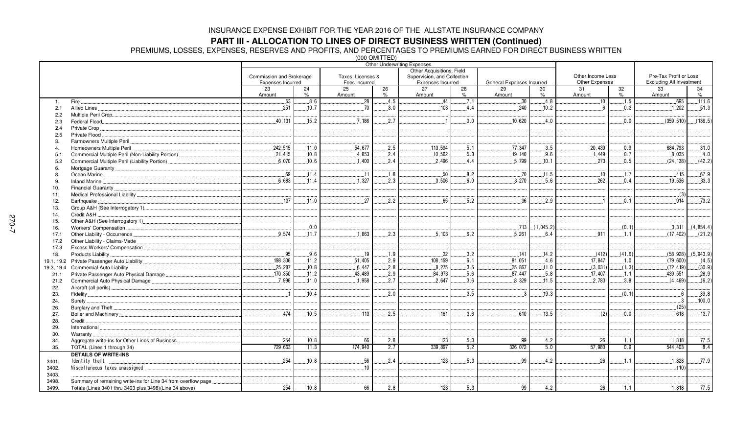# INSURANCE EXPENSE EXHIBIT FOR THE YEAR 2016 OF THE ALLSTATE INSURANCE COMPANY

## PART III - ALLOCATION TO LINES OF DIRECT BUSINESS WRITTEN (Continued)

PREMIUMS, LOSSES, EXPENSES, RESERVES AND PROFITS, AND PERCENTAGES TO PREMIUMS EARNED FOR DIRECT BUSINESS WRITTEN

(000 OMITTED)

| | | Other Underwriting Expenses | | | | | | | | | | | |
|---|---|---|---|---|---|---|---|---|---|---|---|---|---|
| | | Commission and Brokerage Expenses Incurred | | Taxes, Licenses & Fees Incurred | | Other Acquisitions, Field Supervision, and Collection Expenses Incurred | | General Expenses Incurred | | Other Income Less Other Expenses | | Pre-Tax Profit or Loss Excluding All Investment | |
| | | 23 Amount | 24 % | 25 Amount | 26 % | 27 Amount | 28 % | 29 Amount | 30 % | 31 Amount | 32 % | 33 Amount | 34 % |
| 1. | Fire | 53 | 8.6 | 28 | 4.5 | 44 | 7.1 | 30 | 4.8 | 10 | 1.5 | 695 | 111.6 |
| 2.1 | Allied Lines | 251 | 10.7 | 70 | 3.0 | 103 | 4.4 | 240 | 10.2 | 6 | 0.3 | 1,202 | 51.3 |
| 2.2 | Multiple Peril Crop | | | | | | | | | | | | |
| 2.3 | Federal Flood | 40,131 | 15.2 | 7,186 | 2.7 | 1 | 0.0 | 10,620 | 4.0 | | 0.0 | (359,510) | (136.5) |
| 2.4 | Private Crop | | | | | | | | | | | | |
| 2.5 | Private Flood | | | | | | | | | | | | |
| 3. | Farmowners Multiple Peril | | | | | | | | | | | | |
| 4. | Homeowners Multiple Peril | 242,515 | 11.0 | 54,677 | 2.5 | 113,594 | 5.1 | 77,347 | 3.5 | 20,439 | 0.9 | 684,793 | 31.0 |
| 5.1 | Commercial Multiple Peril (Non-Liability Portion) | 21,415 | 10.8 | 4,853 | 2.4 | 10,562 | 5.3 | 19,140 | 9.6 | 1,449 | 0.7 | 8,035 | 4.0 |
| 5.2 | Commercial Multiple Peril (Liability Portion) | 6,070 | 10.6 | 1,400 | 2.4 | 2,496 | 4.4 | 5,799 | 10.1 | 273 | 0.5 | (24,138) | (42.2) |
| 6. | Mortgage Guaranty | | | | | | | | | | | | |
| 8. | Ocean Marine | 69 | 11.4 | 11 | 1.8 | 50 | 8.2 | 70 | 11.5 | 10 | 1.7 | 415 | 67.9 |
| 9. | Inland Marine | 6,683 | 11.4 | 1,327 | 2.3 | 3,506 | 6.0 | 3,270 | 5.6 | 262 | 0.4 | 19,536 | 33.3 |
| 10. | Financial Guaranty | | | | | | | | | | | | |
| 11. | Medical Professional Liability | | | | | | | | | | | (3) | |
| 12. | Earthquake | 137 | 11.0 | 27 | 2.2 | 65 | 5.2 | 36 | 2.9 | 1 | 0.1 | 914 | 73.2 |
| 13. | Group A&H (See Interrogatory 1) | | | | | | | | | | | | |
| 14. | Credit A&H | | | | | | | | | | | | |
| 15. | Other A&H (See Interrogatory 1) | | | | | | | | | | | | |
| 16. | Workers' Compensation | | 0.0 | | | | | 713 | (1,045.2) | | (0.1) | 3,311 | (4,854.4) |
| 17.1 | Other Liability - Occurrence | 9,574 | 11.7 | 1,863 | 2.3 | 5,103 | 6.2 | 5,261 | 6.4 | 911 | 1.1 | (17,402) | (21.2) |
| 17.2 | Other Liability - Claims-Made | | | | | | | | | | | | |
| 17.3 | Excess Workers' Compensation | | | | | | | | | | | | |
| 18. | Products Liability | 95 | 9.6 | 19 | 1.9 | 32 | 3.2 | 141 | 14.2 | (412) | (41.6) | (58,928) | (5,943.9) |
| 19.1, 19.2 | Private Passenger Auto Liability | 198,306 | 11.2 | 51,405 | 2.9 | 108,159 | 6.1 | 81,051 | 4.6 | 17,847 | 1.0 | (79,600) | (4.5) |
| 19.3, 19.4 | Commercial Auto Liability | 25,287 | 10.8 | 6,447 | 2.8 | 8,275 | 3.5 | 25,867 | 11.0 | (3,031) | (1.3) | (72,419) | (30.9) |
| 21.1 | Private Passenger Auto Physical Damage | 170,350 | 11.2 | 43,489 | 2.9 | 84,973 | 5.6 | 87,447 | 5.8 | 17,407 | 1.1 | 439,551 | 28.9 |
| 21.2 | Commercial Auto Physical Damage | 7,996 | 11.0 | 1,958 | 2.7 | 2,647 | 3.6 | 8,329 | 11.5 | 2,783 | 3.8 | (4,469) | (6.2) |
| 22. | Aircraft (all perils) | | | | | | | | | | | | |
| 23. | Fidelity | 1 | 10.4 | | 2.0 | | 3.5 | 3 | 19.3 | | (0.1) | 6 | 39.8 |
| 24. | Surety | | | | | | | | | | | 3 | 100.0 |
| 26. | Burglary and Theft | | | | | | | | | | | (25) | |
| 27. | Boiler and Machinery | 474 | 10.5 | 113 | 2.5 | 161 | 3.6 | 610 | 13.5 | (2) | 0.0 | 618 | 13.7 |
| 28. | Credit | | | | | | | | | | | | |
| 29. | International | | | | | | | | | | | | |
| 30. | Warranty | | | | | | | | | | | | |
| 34. | Aggregate write-ins for Other Lines of Business | 254 | 10.8 | 66 | 2.8 | 123 | 5.3 | 99 | 4.2 | 26 | 1.1 | 1,818 | 77.5 |
| 35. | TOTAL (Lines 1 through 34) | 729,663 | 11.3 | 174,940 | 2.7 | 339,897 | 5.2 | 326,072 | 5.0 | 57,980 | 0.9 | 544,403 | 8.4 |
| | **DETAILS OF WRITE-INS** | | | | | | | | | | | | |
| 3401. | Identity theft | 254 | 10.8 | 56 | 2.4 | 123 | 5.3 | 99 | 4.2 | 26 | 1.1 | 1,828 | 77.9 |
| 3402. | Miscellaneous taxes unassigned | | | 10 | | | | | | | | (10) | |
| 3403. | | | | | | | | | | | | | |
| 3498. | Summary of remaining write-ins for Line 34 from overflow page | | | | | | | | | | | | |
| 3499. | Totals (Lines 3401 thru 3403 plus 3498)(Line 34 above) | 254 | 10.8 | 66 | 2.8 | 123 | 5.3 | 99 | 4.2 | 26 | 1.1 | 1,818 | 77.5 |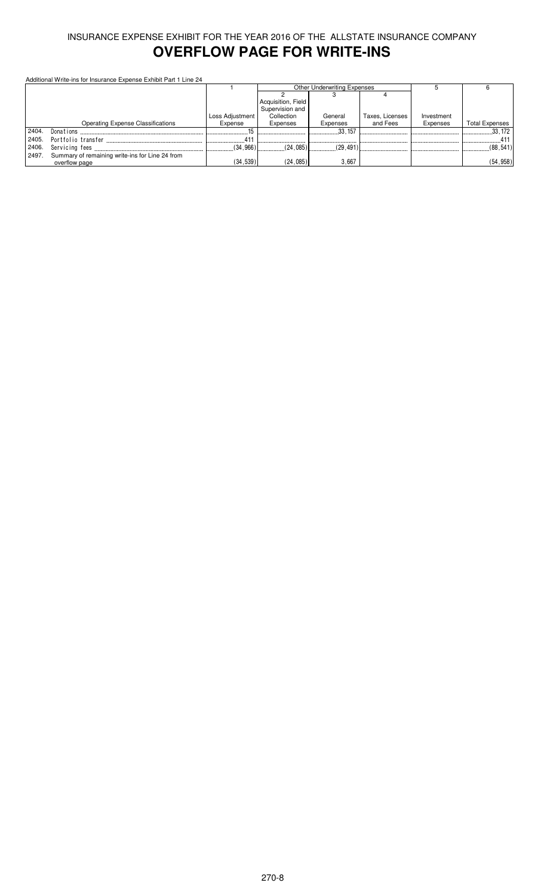# INSURANCE EXPENSE EXHIBIT FOR THE YEAR 2016 OF THE ALLSTATE INSURANCE COMPANY

## OVERFLOW PAGE FOR WRITE-INS

Additional Write-ins for Insurance Expense Exhibit Part 1 Line 24

| | | 1 | Other Underwriting Expenses | | | 5 | 6 |
|---|---|---|---|---|---|---|---|
| | | | 2 | 3 | 4 | | |
| | Operating Expense Classifications | Loss Adjustment Expense | Acquisition, Field Supervision and Collection Expenses | General Expenses | Taxes, Licenses and Fees | Investment Expenses | Total Expenses |
| 2404. | Donations | 15 | | 33,157 | | | 33,172 |
| 2405. | Portfolio transfer | 411 | | | | | 411 |
| 2406. | Servicing fees | (34,966) | (24,085) | (29,491) | | | (88,541) |
| 2497. | Summary of remaining write-ins for Line 24 from overflow page | (34,539) | (24,085) | 3,667 | | | (54,958) |